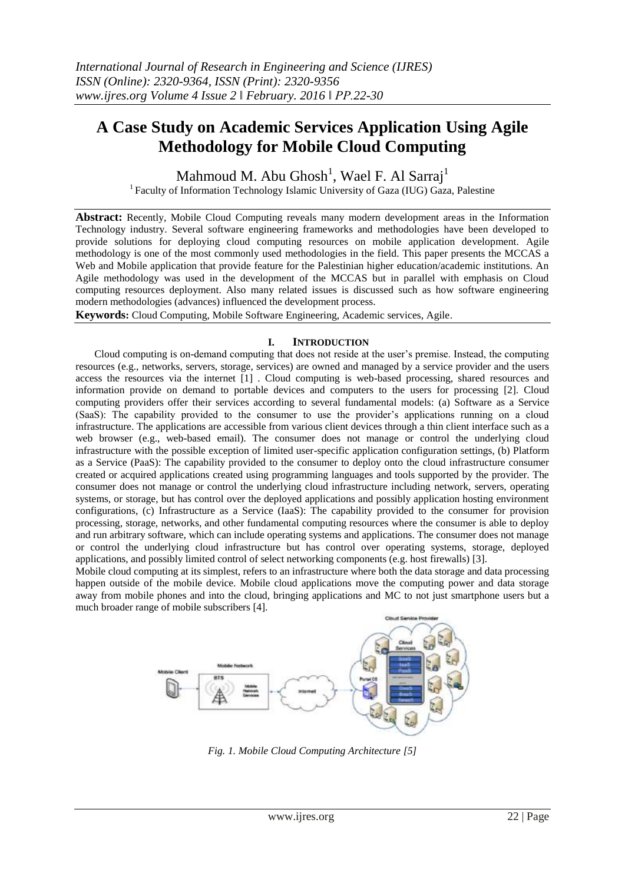*International Journal of Research in Engineering and Science (IJRES)*
*ISSN (Online): 2320-9364, ISSN (Print): 2320-9356*
*www.ijres.org Volume 4 Issue 2 ǁ February. 2016 ǁ PP.22-30*

# A Case Study on Academic Services Application Using Agile Methodology for Mobile Cloud Computing

Mahmoud M. Abu Ghosh[1], Wael F. Al Sarraj[1]

[1] Faculty of Information Technology Islamic University of Gaza (IUG) Gaza, Palestine

**Abstract:** Recently, Mobile Cloud Computing reveals many modern development areas in the Information Technology industry. Several software engineering frameworks and methodologies have been developed to provide solutions for deploying cloud computing resources on mobile application development. Agile methodology is one of the most commonly used methodologies in the field. This paper presents the MCCAS a Web and Mobile application that provide feature for the Palestinian higher education/academic institutions. An Agile methodology was used in the development of the MCCAS but in parallel with emphasis on Cloud computing resources deployment. Also many related issues is discussed such as how software engineering modern methodologies (advances) influenced the development process.

**Keywords:** Cloud Computing, Mobile Software Engineering, Academic services, Agile.

## I. INTRODUCTION

Cloud computing is on-demand computing that does not reside at the user's premise. Instead, the computing resources (e.g., networks, servers, storage, services) are owned and managed by a service provider and the users access the resources via the internet [1] . Cloud computing is web-based processing, shared resources and information provide on demand to portable devices and computers to the users for processing [2]. Cloud computing providers offer their services according to several fundamental models: (a) Software as a Service (SaaS): The capability provided to the consumer to use the provider's applications running on a cloud infrastructure. The applications are accessible from various client devices through a thin client interface such as a web browser (e.g., web-based email). The consumer does not manage or control the underlying cloud infrastructure with the possible exception of limited user-specific application configuration settings, (b) Platform as a Service (PaaS): The capability provided to the consumer to deploy onto the cloud infrastructure consumer created or acquired applications created using programming languages and tools supported by the provider. The consumer does not manage or control the underlying cloud infrastructure including network, servers, operating systems, or storage, but has control over the deployed applications and possibly application hosting environment configurations, (c) Infrastructure as a Service (IaaS): The capability provided to the consumer for provision processing, storage, networks, and other fundamental computing resources where the consumer is able to deploy and run arbitrary software, which can include operating systems and applications. The consumer does not manage or control the underlying cloud infrastructure but has control over operating systems, storage, deployed applications, and possibly limited control of select networking components (e.g. host firewalls) [3].

Mobile cloud computing at its simplest, refers to an infrastructure where both the data storage and data processing happen outside of the mobile device. Mobile cloud applications move the computing power and data storage away from mobile phones and into the cloud, bringing applications and MC to not just smartphone users but a much broader range of mobile subscribers [4].

*Fig. 1. Mobile Cloud Computing Architecture [5]*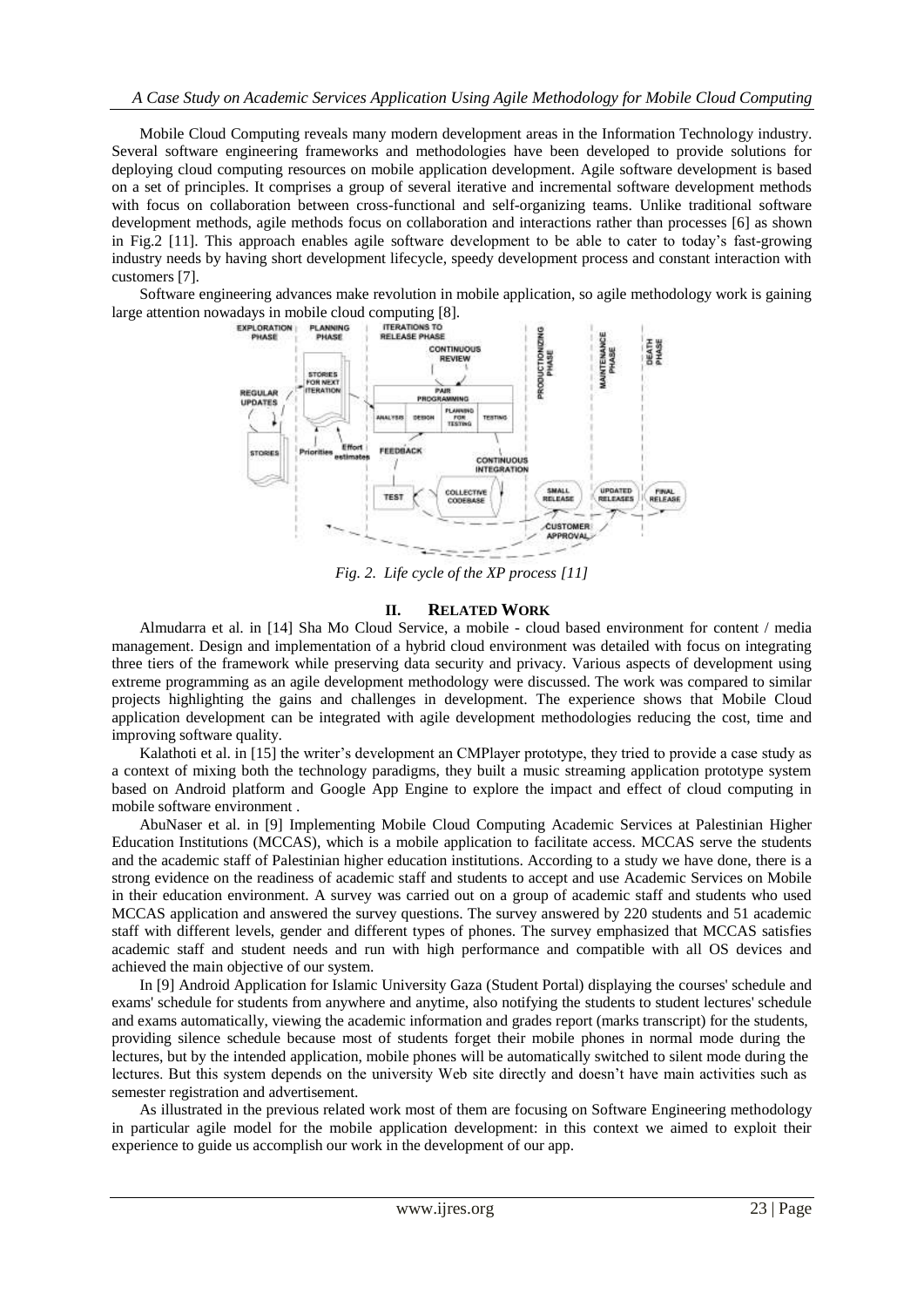Mobile Cloud Computing reveals many modern development areas in the Information Technology industry. Several software engineering frameworks and methodologies have been developed to provide solutions for deploying cloud computing resources on mobile application development. Agile software development is based on a set of principles. It comprises a group of several iterative and incremental software development methods with focus on collaboration between cross-functional and self-organizing teams. Unlike traditional software development methods, agile methods focus on collaboration and interactions rather than processes [6] as shown in Fig.2 [11]. This approach enables agile software development to be able to cater to today's fast-growing industry needs by having short development lifecycle, speedy development process and constant interaction with customers [7].

Software engineering advances make revolution in mobile application, so agile methodology work is gaining large attention nowadays in mobile cloud computing [8].

*Fig. 2. Life cycle of the XP process [11]*

## II. RELATED WORK

Almudarra et al. in [14] Sha Mo Cloud Service, a mobile - cloud based environment for content / media management. Design and implementation of a hybrid cloud environment was detailed with focus on integrating three tiers of the framework while preserving data security and privacy. Various aspects of development using extreme programming as an agile development methodology were discussed. The work was compared to similar projects highlighting the gains and challenges in development. The experience shows that Mobile Cloud application development can be integrated with agile development methodologies reducing the cost, time and improving software quality.

Kalathoti et al. in [15] the writer's development an CMPlayer prototype, they tried to provide a case study as a context of mixing both the technology paradigms, they built a music streaming application prototype system based on Android platform and Google App Engine to explore the impact and effect of cloud computing in mobile software environment .

AbuNaser et al. in [9] Implementing Mobile Cloud Computing Academic Services at Palestinian Higher Education Institutions (MCCAS), which is a mobile application to facilitate access. MCCAS serve the students and the academic staff of Palestinian higher education institutions. According to a study we have done, there is a strong evidence on the readiness of academic staff and students to accept and use Academic Services on Mobile in their education environment. A survey was carried out on a group of academic staff and students who used MCCAS application and answered the survey questions. The survey answered by 220 students and 51 academic staff with different levels, gender and different types of phones. The survey emphasized that MCCAS satisfies academic staff and student needs and run with high performance and compatible with all OS devices and achieved the main objective of our system.

In [9] Android Application for Islamic University Gaza (Student Portal) displaying the courses' schedule and exams' schedule for students from anywhere and anytime, also notifying the students to student lectures' schedule and exams automatically, viewing the academic information and grades report (marks transcript) for the students, providing silence schedule because most of students forget their mobile phones in normal mode during the lectures, but by the intended application, mobile phones will be automatically switched to silent mode during the lectures. But this system depends on the university Web site directly and doesn't have main activities such as semester registration and advertisement.

As illustrated in the previous related work most of them are focusing on Software Engineering methodology in particular agile model for the mobile application development: in this context we aimed to exploit their experience to guide us accomplish our work in the development of our app.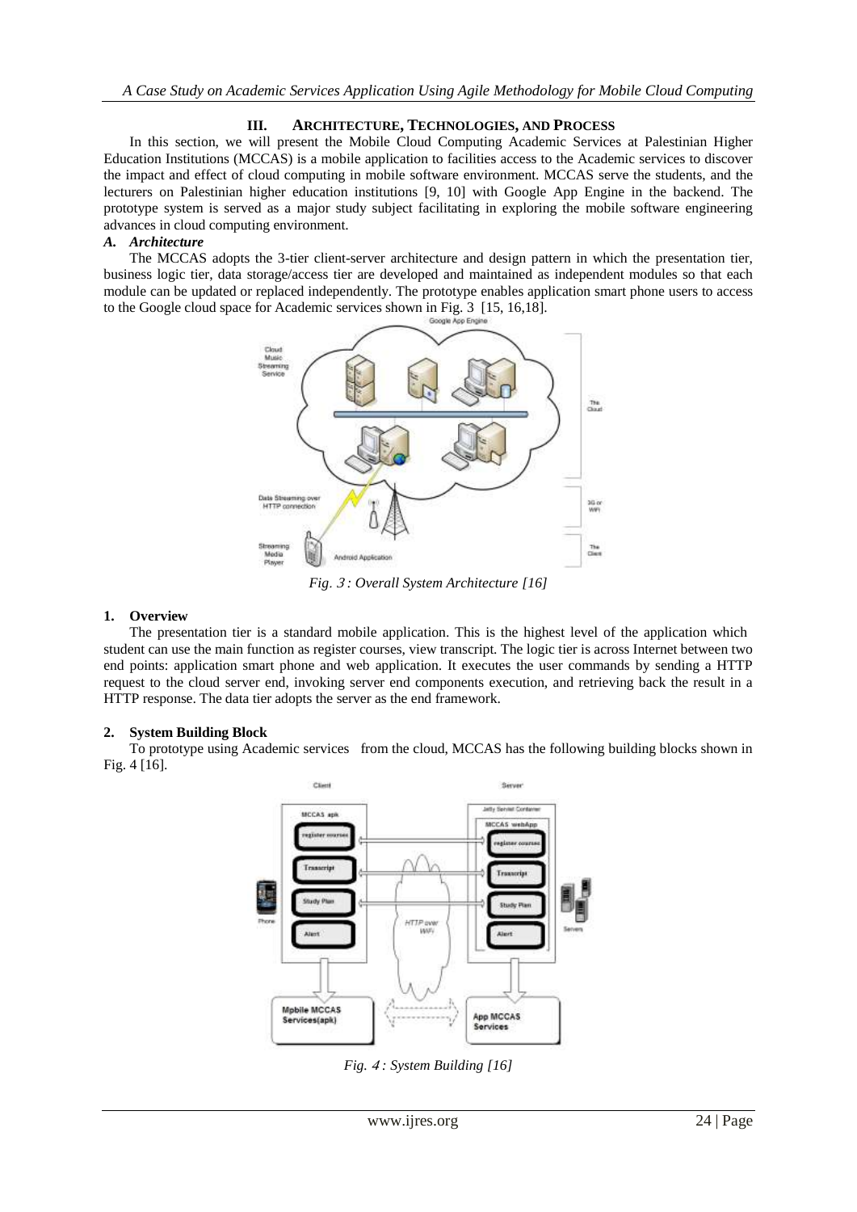## III. ARCHITECTURE, TECHNOLOGIES, AND PROCESS

In this section, we will present the Mobile Cloud Computing Academic Services at Palestinian Higher Education Institutions (MCCAS) is a mobile application to facilities access to the Academic services to discover the impact and effect of cloud computing in mobile software environment. MCCAS serve the students, and the lecturers on Palestinian higher education institutions [9, 10] with Google App Engine in the backend. The prototype system is served as a major study subject facilitating in exploring the mobile software engineering advances in cloud computing environment.

### *A. Architecture*

The MCCAS adopts the 3-tier client-server architecture and design pattern in which the presentation tier, business logic tier, data storage/access tier are developed and maintained as independent modules so that each module can be updated or replaced independently. The prototype enables application smart phone users to access to the Google cloud space for Academic services shown in Fig. 3 [15, 16,18].

*Fig. 3 : Overall System Architecture [16]*

#### 1. Overview

The presentation tier is a standard mobile application. This is the highest level of the application which student can use the main function as register courses, view transcript. The logic tier is across Internet between two end points: application smart phone and web application. It executes the user commands by sending a HTTP request to the cloud server end, invoking server end components execution, and retrieving back the result in a HTTP response. The data tier adopts the server as the end framework.

#### 2. System Building Block

To prototype using Academic services from the cloud, MCCAS has the following building blocks shown in Fig. 4 [16].

*Fig. 4 : System Building [16]*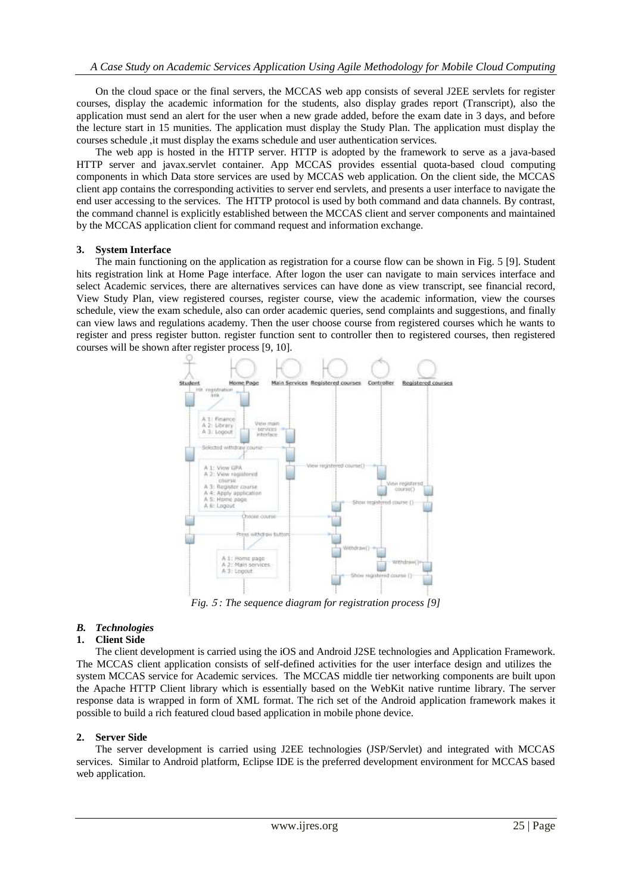On the cloud space or the final servers, the MCCAS web app consists of several J2EE servlets for register courses, display the academic information for the students, also display grades report (Transcript), also the application must send an alert for the user when a new grade added, before the exam date in 3 days, and before the lecture start in 15 munities. The application must display the Study Plan. The application must display the courses schedule ,it must display the exams schedule and user authentication services.

The web app is hosted in the HTTP server. HTTP is adopted by the framework to serve as a java-based HTTP server and javax.servlet container. App MCCAS provides essential quota-based cloud computing components in which Data store services are used by MCCAS web application. On the client side, the MCCAS client app contains the corresponding activities to server end servlets, and presents a user interface to navigate the end user accessing to the services. The HTTP protocol is used by both command and data channels. By contrast, the command channel is explicitly established between the MCCAS client and server components and maintained by the MCCAS application client for command request and information exchange.

#### 3. System Interface

The main functioning on the application as registration for a course flow can be shown in Fig. 5 [9]. Student hits registration link at Home Page interface. After logon the user can navigate to main services interface and select Academic services, there are alternatives services can have done as view transcript, see financial record, View Study Plan, view registered courses, register course, view the academic information, view the courses schedule, view the exam schedule, also can order academic queries, send complaints and suggestions, and finally can view laws and regulations academy. Then the user choose course from registered courses which he wants to register and press register button. register function sent to controller then to registered courses, then registered courses will be shown after register process [9, 10].

*Fig. 5 : The sequence diagram for registration process [9]*

### *B. Technologies*

#### 1. Client Side

The client development is carried using the iOS and Android J2SE technologies and Application Framework. The MCCAS client application consists of self-defined activities for the user interface design and utilizes the system MCCAS service for Academic services. The MCCAS middle tier networking components are built upon the Apache HTTP Client library which is essentially based on the WebKit native runtime library. The server response data is wrapped in form of XML format. The rich set of the Android application framework makes it possible to build a rich featured cloud based application in mobile phone device.

#### 2. Server Side

The server development is carried using J2EE technologies (JSP/Servlet) and integrated with MCCAS services. Similar to Android platform, Eclipse IDE is the preferred development environment for MCCAS based web application.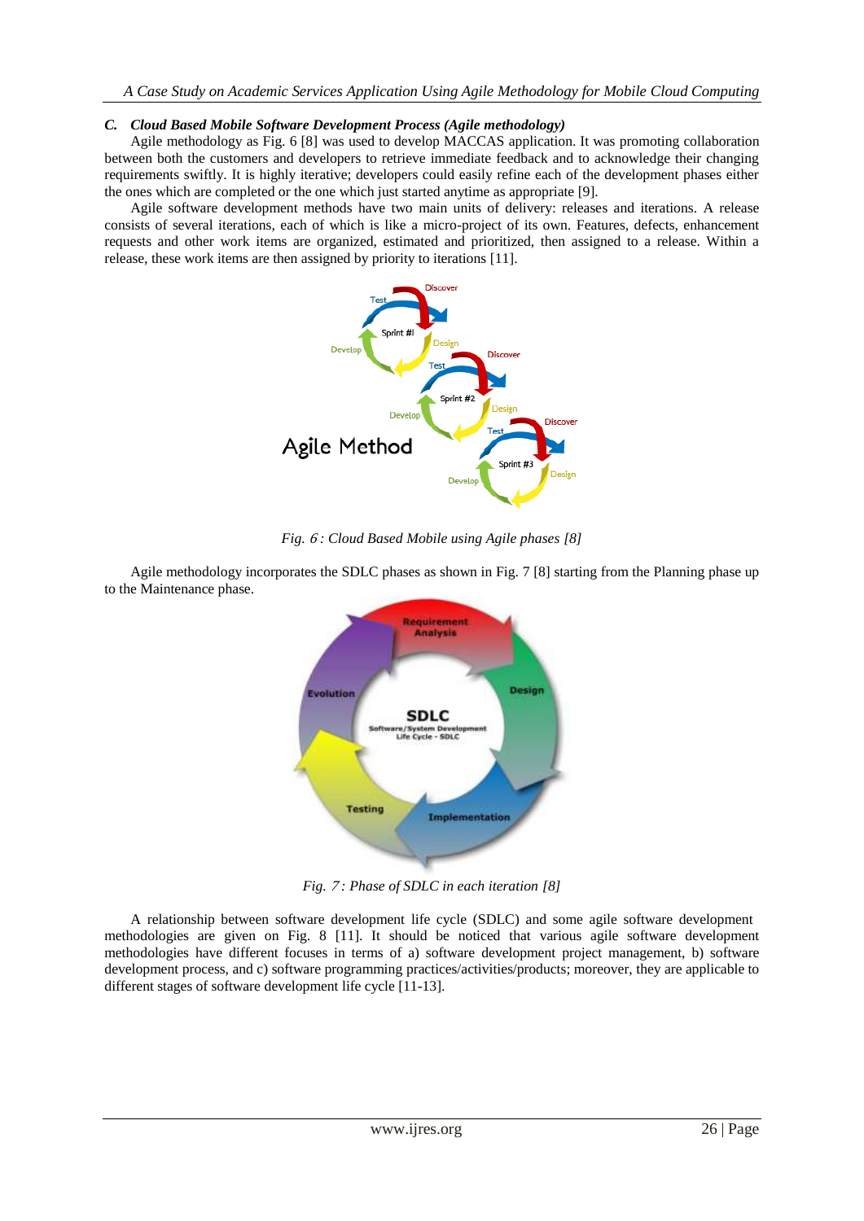### *C. Cloud Based Mobile Software Development Process (Agile methodology)*

Agile methodology as Fig. 6 [8] was used to develop MACCAS application. It was promoting collaboration between both the customers and developers to retrieve immediate feedback and to acknowledge their changing requirements swiftly. It is highly iterative; developers could easily refine each of the development phases either the ones which are completed or the one which just started anytime as appropriate [9].

Agile software development methods have two main units of delivery: releases and iterations. A release consists of several iterations, each of which is like a micro-project of its own. Features, defects, enhancement requests and other work items are organized, estimated and prioritized, then assigned to a release. Within a release, these work items are then assigned by priority to iterations [11].

*Fig. 6 : Cloud Based Mobile using Agile phases [8]*

Agile methodology incorporates the SDLC phases as shown in Fig. 7 [8] starting from the Planning phase up to the Maintenance phase.

*Fig. 7 : Phase of SDLC in each iteration [8]*

A relationship between software development life cycle (SDLC) and some agile software development methodologies are given on Fig. 8 [11]. It should be noticed that various agile software development methodologies have different focuses in terms of a) software development project management, b) software development process, and c) software programming practices/activities/products; moreover, they are applicable to different stages of software development life cycle [11-13].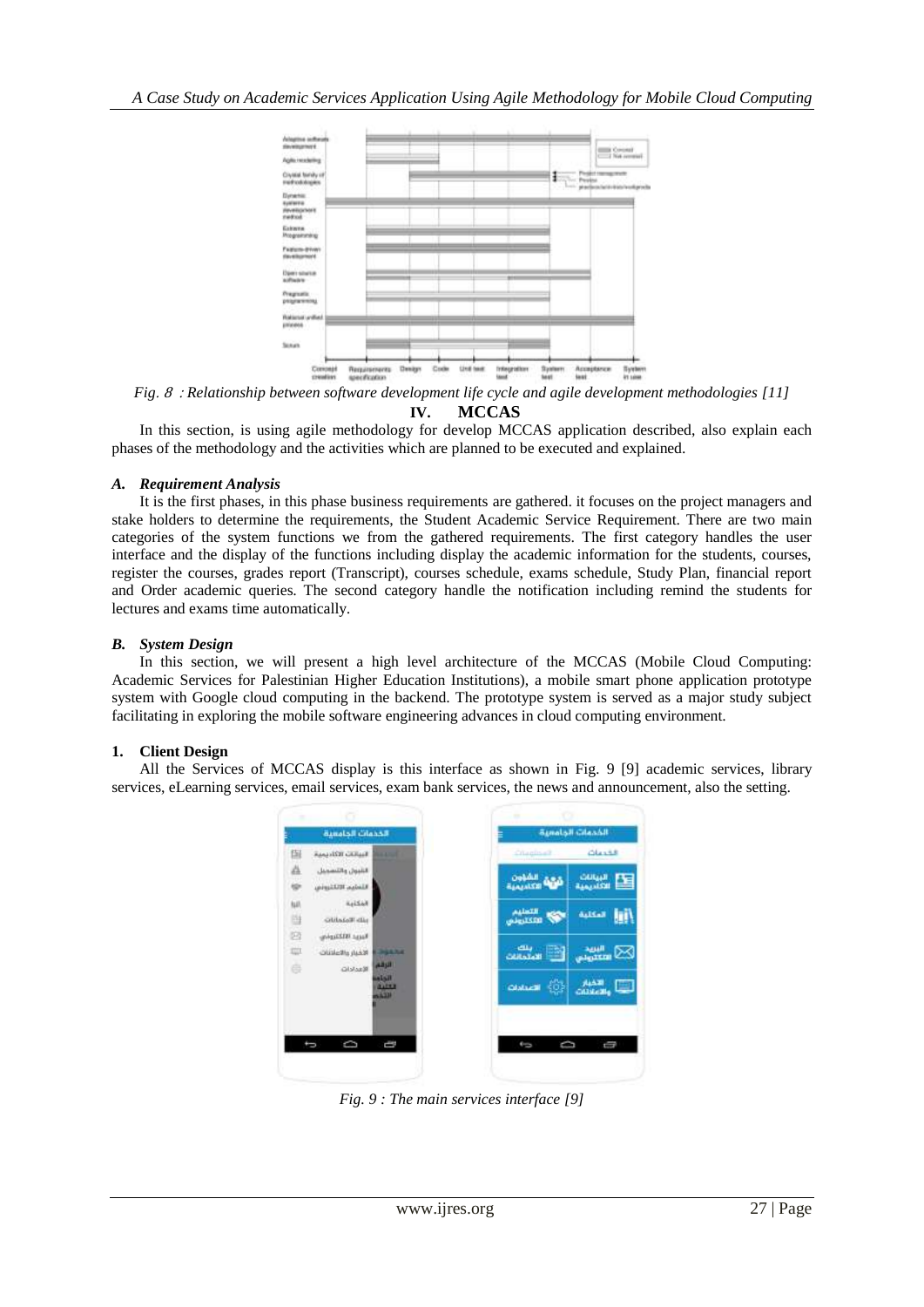*Fig. 8 : Relationship between software development life cycle and agile development methodologies [11]*

## IV. MCCAS

In this section, is using agile methodology for develop MCCAS application described, also explain each phases of the methodology and the activities which are planned to be executed and explained.

### *A. Requirement Analysis*

It is the first phases, in this phase business requirements are gathered. it focuses on the project managers and stake holders to determine the requirements, the Student Academic Service Requirement. There are two main categories of the system functions we from the gathered requirements. The first category handles the user interface and the display of the functions including display the academic information for the students, courses, register the courses, grades report (Transcript), courses schedule, exams schedule, Study Plan, financial report and Order academic queries. The second category handle the notification including remind the students for lectures and exams time automatically.

### *B. System Design*

In this section, we will present a high level architecture of the MCCAS (Mobile Cloud Computing: Academic Services for Palestinian Higher Education Institutions), a mobile smart phone application prototype system with Google cloud computing in the backend. The prototype system is served as a major study subject facilitating in exploring the mobile software engineering advances in cloud computing environment.

#### 1. Client Design

All the Services of MCCAS display is this interface as shown in Fig. 9 [9] academic services, library services, eLearning services, email services, exam bank services, the news and announcement, also the setting.

*Fig. 9 : The main services interface [9]*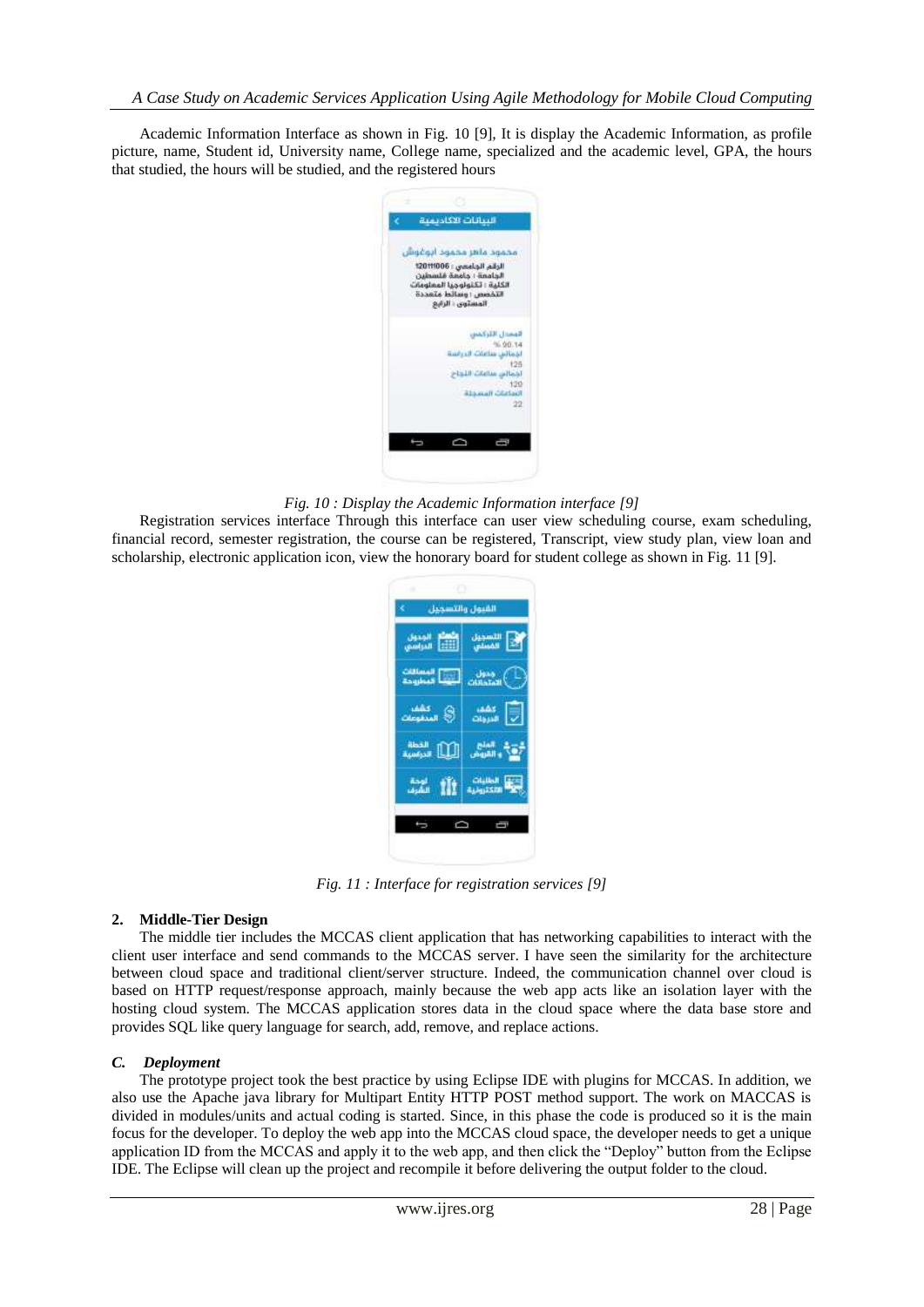Academic Information Interface as shown in Fig. 10 [9], It is display the Academic Information, as profile picture, name, Student id, University name, College name, specialized and the academic level, GPA, the hours that studied, the hours will be studied, and the registered hours

Fig. 10 : Display the Academic Information interface [9]

Registration services interface Through this interface can user view scheduling course, exam scheduling, financial record, semester registration, the course can be registered, Transcript, view study plan, view loan and scholarship, electronic application icon, view the honorary board for student college as shown in Fig. 11 [9].

Fig. 11 : Interface for registration services [9]

**2. Middle-Tier Design**

The middle tier includes the MCCAS client application that has networking capabilities to interact with the client user interface and send commands to the MCCAS server. I have seen the similarity for the architecture between cloud space and traditional client/server structure. Indeed, the communication channel over cloud is based on HTTP request/response approach, mainly because the web app acts like an isolation layer with the hosting cloud system. The MCCAS application stores data in the cloud space where the data base store and provides SQL like query language for search, add, remove, and replace actions.

### *C. Deployment*

The prototype project took the best practice by using Eclipse IDE with plugins for MCCAS. In addition, we also use the Apache java library for Multipart Entity HTTP POST method support. The work on MACCAS is divided in modules/units and actual coding is started. Since, in this phase the code is produced so it is the main focus for the developer. To deploy the web app into the MCCAS cloud space, the developer needs to get a unique application ID from the MCCAS and apply it to the web app, and then click the "Deploy" button from the Eclipse IDE. The Eclipse will clean up the project and recompile it before delivering the output folder to the cloud.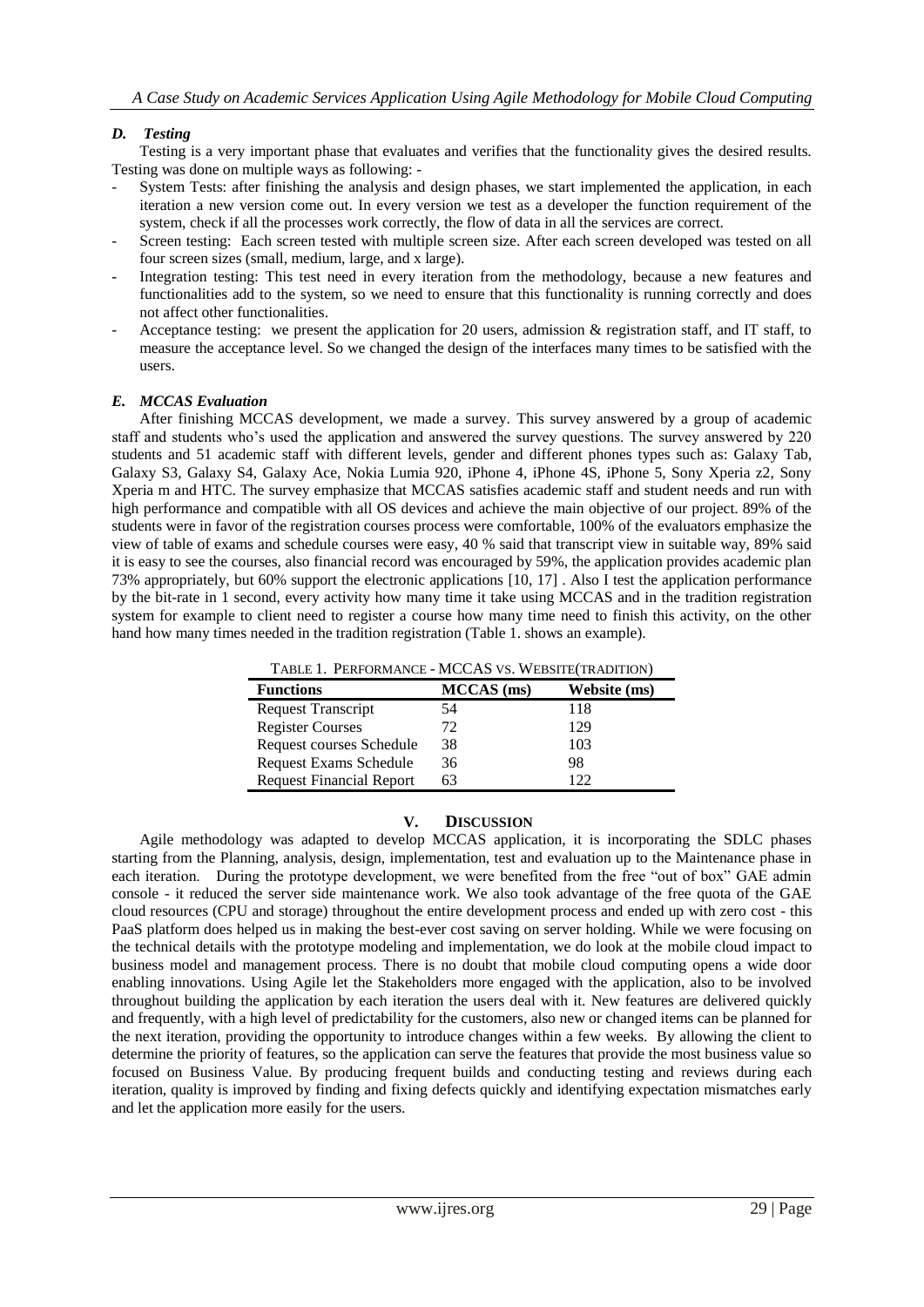### *D. Testing*

Testing is a very important phase that evaluates and verifies that the functionality gives the desired results. Testing was done on multiple ways as following: -

- System Tests: after finishing the analysis and design phases, we start implemented the application, in each iteration a new version come out. In every version we test as a developer the function requirement of the system, check if all the processes work correctly, the flow of data in all the services are correct.
- Screen testing: Each screen tested with multiple screen size. After each screen developed was tested on all four screen sizes (small, medium, large, and x large).
- Integration testing: This test need in every iteration from the methodology, because a new features and functionalities add to the system, so we need to ensure that this functionality is running correctly and does not affect other functionalities.
- Acceptance testing: we present the application for 20 users, admission & registration staff, and IT staff, to measure the acceptance level. So we changed the design of the interfaces many times to be satisfied with the users.

### *E. MCCAS Evaluation*

After finishing MCCAS development, we made a survey. This survey answered by a group of academic staff and students who's used the application and answered the survey questions. The survey answered by 220 students and 51 academic staff with different levels, gender and different phones types such as: Galaxy Tab, Galaxy S3, Galaxy S4, Galaxy Ace, Nokia Lumia 920, iPhone 4, iPhone 4S, iPhone 5, Sony Xperia z2, Sony Xperia m and HTC. The survey emphasize that MCCAS satisfies academic staff and student needs and run with high performance and compatible with all OS devices and achieve the main objective of our project. 89% of the students were in favor of the registration courses process were comfortable, 100% of the evaluators emphasize the view of table of exams and schedule courses were easy, 40 % said that transcript view in suitable way, 89% said it is easy to see the courses, also financial record was encouraged by 59%, the application provides academic plan 73% appropriately, but 60% support the electronic applications [10, 17] . Also I test the application performance by the bit-rate in 1 second, every activity how many time it take using MCCAS and in the tradition registration system for example to client need to register a course how many time need to finish this activity, on the other hand how many times needed in the tradition registration (Table 1. shows an example).

TABLE 1. PERFORMANCE - MCCAS VS. WEBSITE(TRADITION)

| Functions | MCCAS (ms) | Website (ms) |
|---|---|---|
| Request Transcript | 54 | 118 |
| Register Courses | 72 | 129 |
| Request courses Schedule | 38 | 103 |
| Request Exams Schedule | 36 | 98 |
| Request Financial Report | 63 | 122 |

## V. DISCUSSION

Agile methodology was adapted to develop MCCAS application, it is incorporating the SDLC phases starting from the Planning, analysis, design, implementation, test and evaluation up to the Maintenance phase in each iteration. During the prototype development, we were benefited from the free "out of box" GAE admin console - it reduced the server side maintenance work. We also took advantage of the free quota of the GAE cloud resources (CPU and storage) throughout the entire development process and ended up with zero cost - this PaaS platform does helped us in making the best-ever cost saving on server holding. While we were focusing on the technical details with the prototype modeling and implementation, we do look at the mobile cloud impact to business model and management process. There is no doubt that mobile cloud computing opens a wide door enabling innovations. Using Agile let the Stakeholders more engaged with the application, also to be involved throughout building the application by each iteration the users deal with it. New features are delivered quickly and frequently, with a high level of predictability for the customers, also new or changed items can be planned for the next iteration, providing the opportunity to introduce changes within a few weeks. By allowing the client to determine the priority of features, so the application can serve the features that provide the most business value so focused on Business Value. By producing frequent builds and conducting testing and reviews during each iteration, quality is improved by finding and fixing defects quickly and identifying expectation mismatches early and let the application more easily for the users.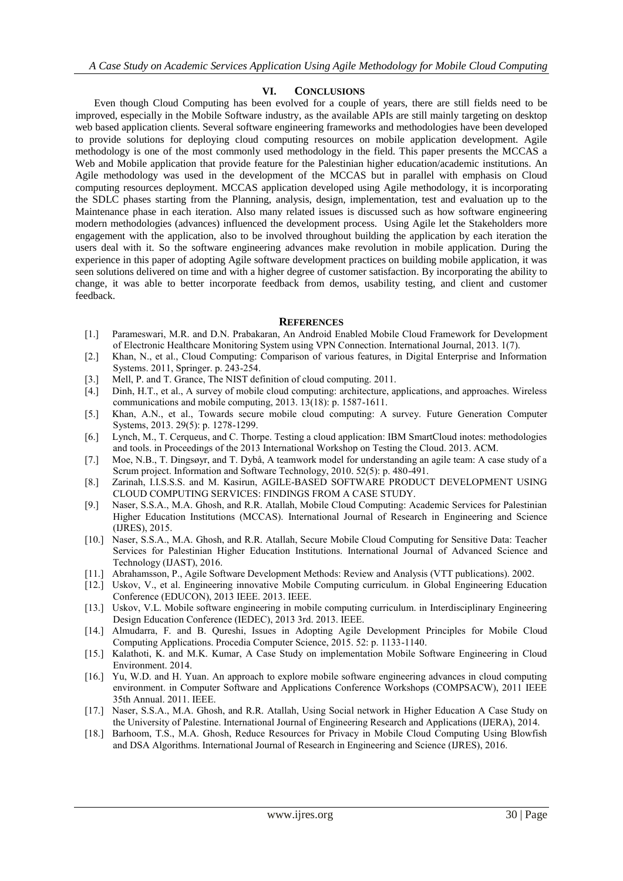## VI. Conclusions

Even though Cloud Computing has been evolved for a couple of years, there are still fields need to be improved, especially in the Mobile Software industry, as the available APIs are still mainly targeting on desktop web based application clients. Several software engineering frameworks and methodologies have been developed to provide solutions for deploying cloud computing resources on mobile application development. Agile methodology is one of the most commonly used methodology in the field. This paper presents the MCCAS a Web and Mobile application that provide feature for the Palestinian higher education/academic institutions. An Agile methodology was used in the development of the MCCAS but in parallel with emphasis on Cloud computing resources deployment. MCCAS application developed using Agile methodology, it is incorporating the SDLC phases starting from the Planning, analysis, design, implementation, test and evaluation up to the Maintenance phase in each iteration. Also many related issues is discussed such as how software engineering modern methodologies (advances) influenced the development process. Using Agile let the Stakeholders more engagement with the application, also to be involved throughout building the application by each iteration the users deal with it. So the software engineering advances make revolution in mobile application. During the experience in this paper of adopting Agile software development practices on building mobile application, it was seen solutions delivered on time and with a higher degree of customer satisfaction. By incorporating the ability to change, it was able to better incorporate feedback from demos, usability testing, and client and customer feedback.

## References

[1.] Parameswari, M.R. and D.N. Prabakaran, An Android Enabled Mobile Cloud Framework for Development of Electronic Healthcare Monitoring System using VPN Connection. International Journal, 2013. 1(7).

[2.] Khan, N., et al., Cloud Computing: Comparison of various features, in Digital Enterprise and Information Systems. 2011, Springer. p. 243-254.

[3.] Mell, P. and T. Grance, The NIST definition of cloud computing. 2011.

[4.] Dinh, H.T., et al., A survey of mobile cloud computing: architecture, applications, and approaches. Wireless communications and mobile computing, 2013. 13(18): p. 1587-1611.

[5.] Khan, A.N., et al., Towards secure mobile cloud computing: A survey. Future Generation Computer Systems, 2013. 29(5): p. 1278-1299.

[6.] Lynch, M., T. Cerqueus, and C. Thorpe. Testing a cloud application: IBM SmartCloud inotes: methodologies and tools. in Proceedings of the 2013 International Workshop on Testing the Cloud. 2013. ACM.

[7.] Moe, N.B., T. Dingsøyr, and T. Dybå, A teamwork model for understanding an agile team: A case study of a Scrum project. Information and Software Technology, 2010. 52(5): p. 480-491.

[8.] Zarinah, I.I.S.S.S. and M. Kasirun, AGILE-BASED SOFTWARE PRODUCT DEVELOPMENT USING CLOUD COMPUTING SERVICES: FINDINGS FROM A CASE STUDY.

[9.] Naser, S.S.A., M.A. Ghosh, and R.R. Atallah, Mobile Cloud Computing: Academic Services for Palestinian Higher Education Institutions (MCCAS). International Journal of Research in Engineering and Science (IJRES), 2015.

[10.] Naser, S.S.A., M.A. Ghosh, and R.R. Atallah, Secure Mobile Cloud Computing for Sensitive Data: Teacher Services for Palestinian Higher Education Institutions. International Journal of Advanced Science and Technology (IJAST), 2016.

[11.] Abrahamsson, P., Agile Software Development Methods: Review and Analysis (VTT publications). 2002.

[12.] Uskov, V., et al. Engineering innovative Mobile Computing curriculum. in Global Engineering Education Conference (EDUCON), 2013 IEEE. 2013. IEEE.

[13.] Uskov, V.L. Mobile software engineering in mobile computing curriculum. in Interdisciplinary Engineering Design Education Conference (IEDEC), 2013 3rd. 2013. IEEE.

[14.] Almudarra, F. and B. Qureshi, Issues in Adopting Agile Development Principles for Mobile Cloud Computing Applications. Procedia Computer Science, 2015. 52: p. 1133-1140.

[15.] Kalathoti, K. and M.K. Kumar, A Case Study on implementation Mobile Software Engineering in Cloud Environment. 2014.

[16.] Yu, W.D. and H. Yuan. An approach to explore mobile software engineering advances in cloud computing environment. in Computer Software and Applications Conference Workshops (COMPSACW), 2011 IEEE 35th Annual. 2011. IEEE.

[17.] Naser, S.S.A., M.A. Ghosh, and R.R. Atallah, Using Social network in Higher Education A Case Study on the University of Palestine. International Journal of Engineering Research and Applications (IJERA), 2014.

[18.] Barhoom, T.S., M.A. Ghosh, Reduce Resources for Privacy in Mobile Cloud Computing Using Blowfish and DSA Algorithms. International Journal of Research in Engineering and Science (IJRES), 2016.